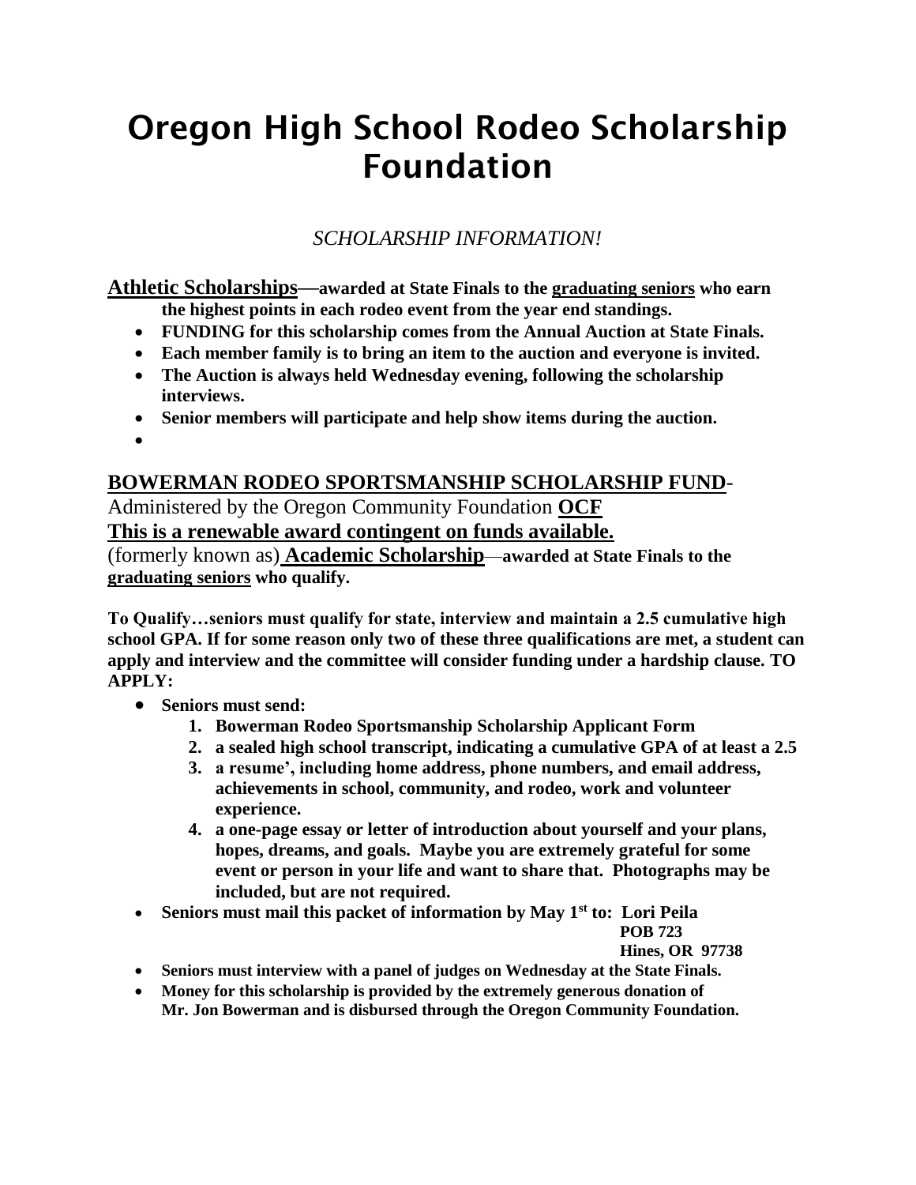# Oregon High School Rodeo Scholarship Foundation

*SCHOLARSHIP INFORMATION!*

**Athletic Scholarships—awarded at State Finals to the graduating seniors who earn the highest points in each rodeo event from the year end standings.**

- **FUNDING for this scholarship comes from the Annual Auction at State Finals.**
- **Each member family is to bring an item to the auction and everyone is invited.**
- **The Auction is always held Wednesday evening, following the scholarship interviews.**
- **Senior members will participate and help show items during the auction.**

## BOWERMAN RODEO SPORTSMANSHIP SCHOLARSHIP FUND-

Administered by the Oregon Community Foundation **OCF**

**This is a renewable award contingent on funds available.**

(formerly known as) **Academic Scholarship—awarded at State Finals to the graduating seniors who qualify.**

**To Qualify…seniors must qualify for state, interview and maintain a 2.5 cumulative high school GPA. If for some reason only two of these three qualifications are met, a student can apply and interview and the committee will consider funding under a hardship clause. TO APPLY:**

- **Seniors must send:**
  1. **Bowerman Rodeo Sportsmanship Scholarship Applicant Form**
  2. **a sealed high school transcript, indicating a cumulative GPA of at least a 2.5**
  3. **a resume', including home address, phone numbers, and email address, achievements in school, community, and rodeo, work and volunteer experience.**
  4. **a one-page essay or letter of introduction about yourself and your plans, hopes, dreams, and goals. Maybe you are extremely grateful for some event or person in your life and want to share that. Photographs may be included, but are not required.**
- **Seniors must mail this packet of information by May 1st to: Lori Peila**
  **POB 723**
  **Hines, OR 97738**
- **Seniors must interview with a panel of judges on Wednesday at the State Finals.**
- **Money for this scholarship is provided by the extremely generous donation of Mr. Jon Bowerman and is disbursed through the Oregon Community Foundation.**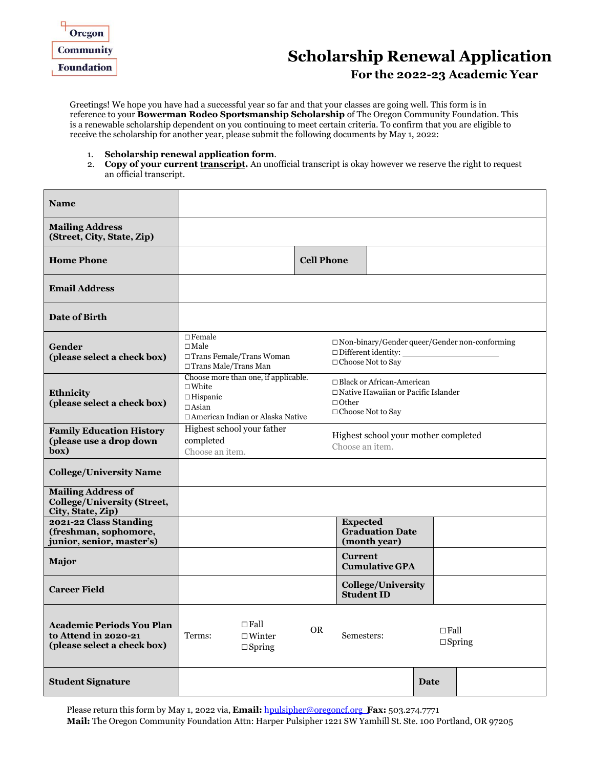Oregon Community Foundation

# Scholarship Renewal Application

## For the 2022-23 Academic Year

Greetings! We hope you have had a successful year so far and that your classes are going well. This form is in reference to your **Bowerman Rodeo Sportsmanship Scholarship** of The Oregon Community Foundation. This is a renewable scholarship dependent on you continuing to meet certain criteria. To confirm that you are eligible to receive the scholarship for another year, please submit the following documents by May 1, 2022:

1. **Scholarship renewal application form**.
2. **Copy of your current transcript.** An unofficial transcript is okay however we reserve the right to request an official transcript.

| | | | |
|---|---|---|---|
| **Name** | | | |
| **Mailing Address (Street, City, State, Zip)** | | | |
| **Home Phone** | | **Cell Phone** | |
| **Email Address** | | | |
| **Date of Birth** | | | |
| **Gender (please select a check box)** | ☐Female ☐Male ☐Trans Female/Trans Woman ☐Trans Male/Trans Man | ☐Non-binary/Gender queer/Gender non-conforming ☐Different identity: ______ ☐Choose Not to Say | |
| **Ethnicity (please select a check box)** | Choose more than one, if applicable. ☐White ☐Hispanic ☐Asian ☐American Indian or Alaska Native | ☐Black or African-American ☐Native Hawaiian or Pacific Islander ☐Other ☐Choose Not to Say | |
| **Family Education History (please use a drop down box)** | Highest school your father completed Choose an item. | Highest school your mother completed Choose an item. | |
| **College/University Name** | | | |
| **Mailing Address of College/University (Street, City, State, Zip)** | | | |
| **2021-22 Class Standing (freshman, sophomore, junior, senior, master's)** | | **Expected Graduation Date (month year)** | |
| **Major** | | **Current Cumulative GPA** | |
| **Career Field** | | **College/University Student ID** | |
| **Academic Periods You Plan to Attend in 2020-21 (please select a check box)** | Terms: ☐Fall ☐Winter ☐Spring OR | Semesters: ☐Fall ☐Spring | |
| **Student Signature** | | **Date** | |

Please return this form by May 1, 2022 via, **Email:** hpulsipher@oregoncf.org **Fax:** 503.274.7771
**Mail:** The Oregon Community Foundation Attn: Harper Pulsipher 1221 SW Yamhill St. Ste. 100 Portland, OR 97205